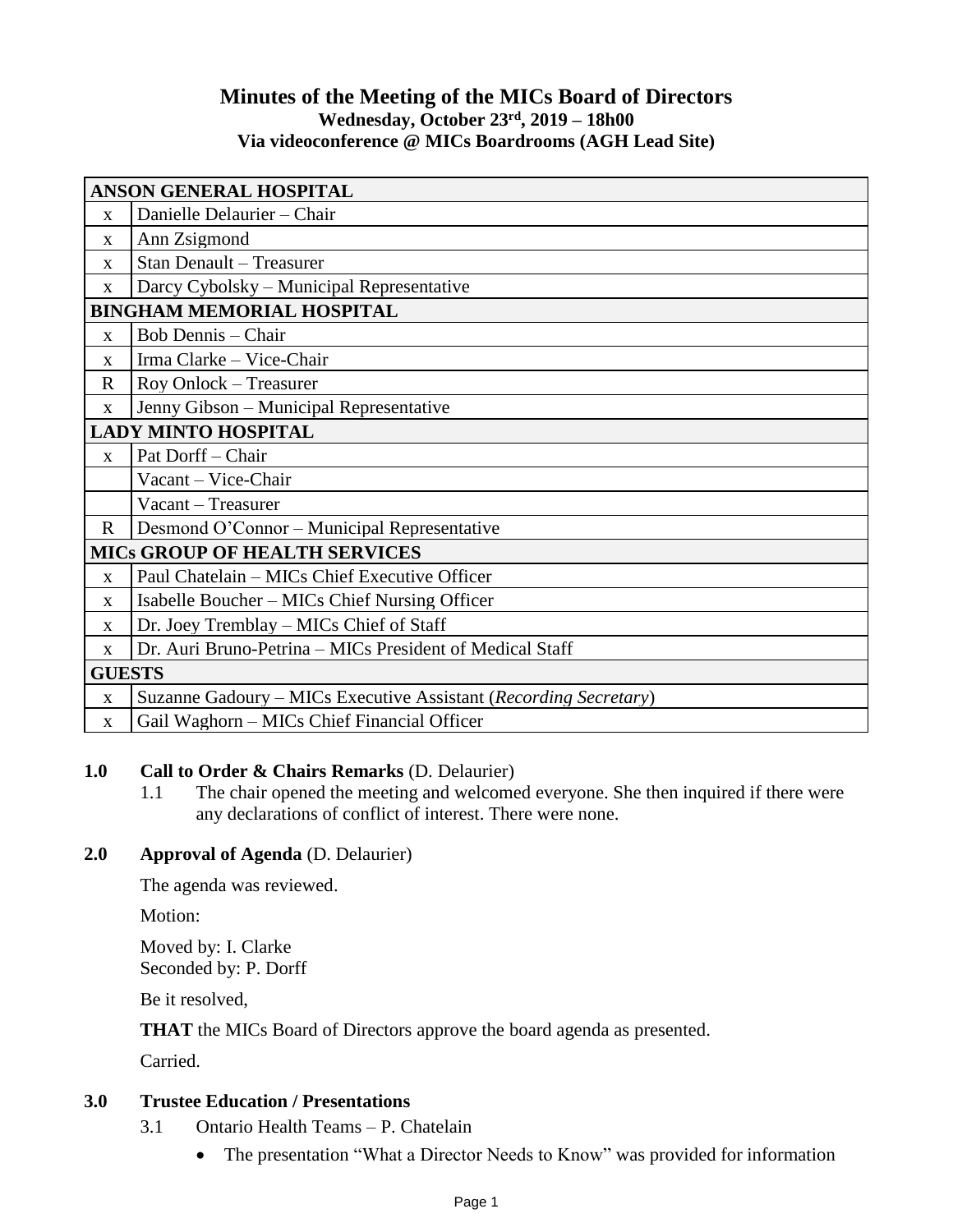# Minutes of the Meeting of the MICs Board of Directors

**Wednesday, October 23rd, 2019 – 18h00**
**Via videoconference @ MICs Boardrooms (AGH Lead Site)**

| | |
|---|---|
| **ANSON GENERAL HOSPITAL** | |
| x | Danielle Delaurier – Chair |
| x | Ann Zsigmond |
| x | Stan Denault – Treasurer |
| x | Darcy Cybolsky – Municipal Representative |
| **BINGHAM MEMORIAL HOSPITAL** | |
| x | Bob Dennis – Chair |
| x | Irma Clarke – Vice-Chair |
| R | Roy Onlock – Treasurer |
| x | Jenny Gibson – Municipal Representative |
| **LADY MINTO HOSPITAL** | |
| x | Pat Dorff – Chair |
| | Vacant – Vice-Chair |
| | Vacant – Treasurer |
| R | Desmond O'Connor – Municipal Representative |
| **MICs GROUP OF HEALTH SERVICES** | |
| x | Paul Chatelain – MICs Chief Executive Officer |
| x | Isabelle Boucher – MICs Chief Nursing Officer |
| x | Dr. Joey Tremblay – MICs Chief of Staff |
| x | Dr. Auri Bruno-Petrina – MICs President of Medical Staff |
| **GUESTS** | |
| x | Suzanne Gadoury – MICs Executive Assistant (*Recording Secretary*) |
| x | Gail Waghorn – MICs Chief Financial Officer |

**1.0 Call to Order & Chairs Remarks** (D. Delaurier)

1.1 The chair opened the meeting and welcomed everyone. She then inquired if there were any declarations of conflict of interest. There were none.

**2.0 Approval of Agenda** (D. Delaurier)

The agenda was reviewed.

Motion:

Moved by: I. Clarke
Seconded by: P. Dorff

Be it resolved,

**THAT** the MICs Board of Directors approve the board agenda as presented.

Carried.

**3.0 Trustee Education / Presentations**

3.1 Ontario Health Teams – P. Chatelain

- The presentation "What a Director Needs to Know" was provided for information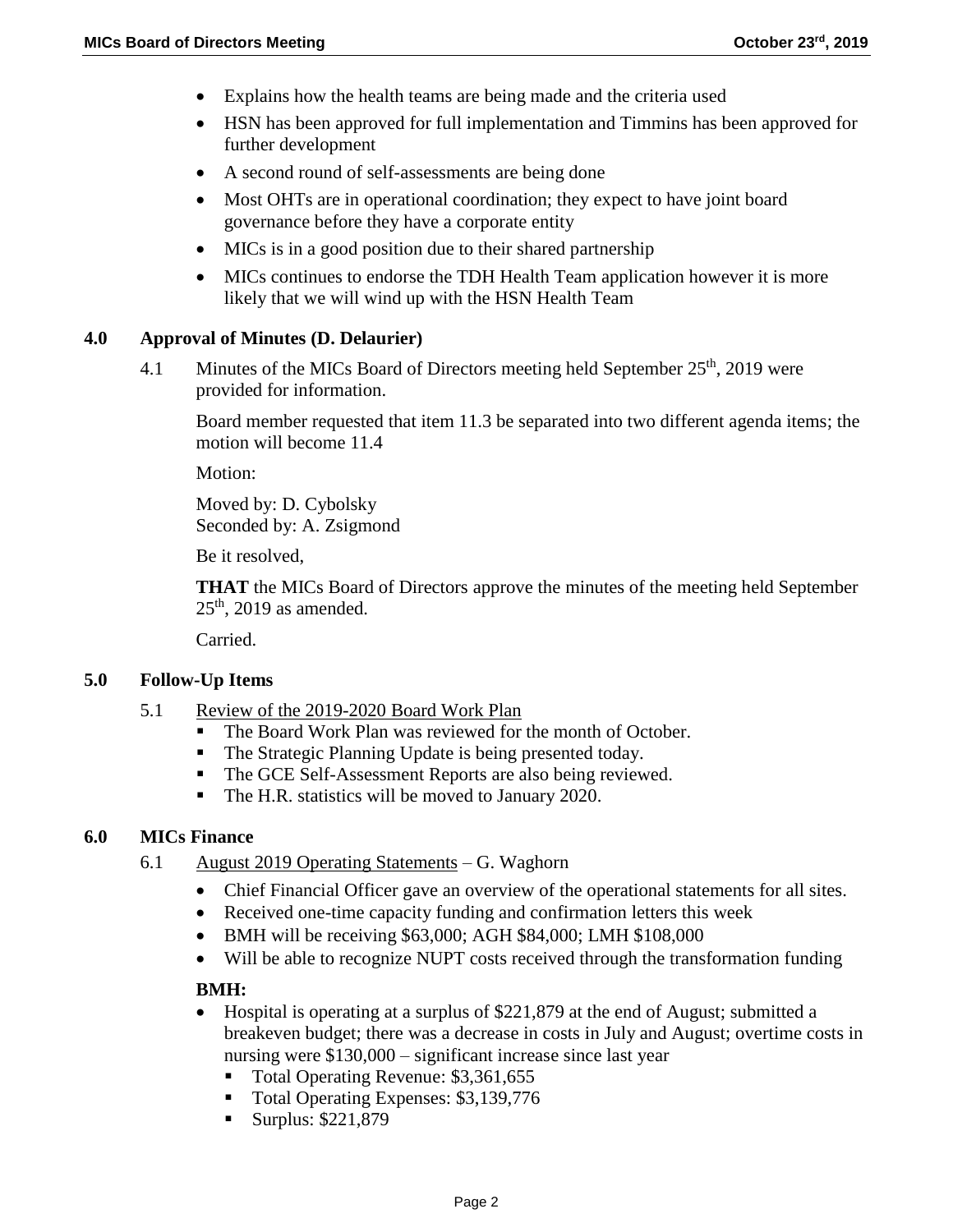- Explains how the health teams are being made and the criteria used
- HSN has been approved for full implementation and Timmins has been approved for further development
- A second round of self-assessments are being done
- Most OHTs are in operational coordination; they expect to have joint board governance before they have a corporate entity
- MICs is in a good position due to their shared partnership
- MICs continues to endorse the TDH Health Team application however it is more likely that we will wind up with the HSN Health Team

## 4.0 Approval of Minutes (D. Delaurier)

4.1 Minutes of the MICs Board of Directors meeting held September 25th, 2019 were provided for information.

Board member requested that item 11.3 be separated into two different agenda items; the motion will become 11.4

Motion:

Moved by: D. Cybolsky
Seconded by: A. Zsigmond

Be it resolved,

**THAT** the MICs Board of Directors approve the minutes of the meeting held September 25th, 2019 as amended.

Carried.

## 5.0 Follow-Up Items

5.1 Review of the 2019-2020 Board Work Plan

- The Board Work Plan was reviewed for the month of October.
- The Strategic Planning Update is being presented today.
- The GCE Self-Assessment Reports are also being reviewed.
- The H.R. statistics will be moved to January 2020.

## 6.0 MICs Finance

6.1 August 2019 Operating Statements – G. Waghorn

- Chief Financial Officer gave an overview of the operational statements for all sites.
- Received one-time capacity funding and confirmation letters this week
- BMH will be receiving $63,000; AGH $84,000; LMH $108,000
- Will be able to recognize NUPT costs received through the transformation funding

**BMH:**

- Hospital is operating at a surplus of $221,879 at the end of August; submitted a breakeven budget; there was a decrease in costs in July and August; overtime costs in nursing were $130,000 – significant increase since last year
  - Total Operating Revenue: $3,361,655
  - Total Operating Expenses: $3,139,776
  - Surplus: $221,879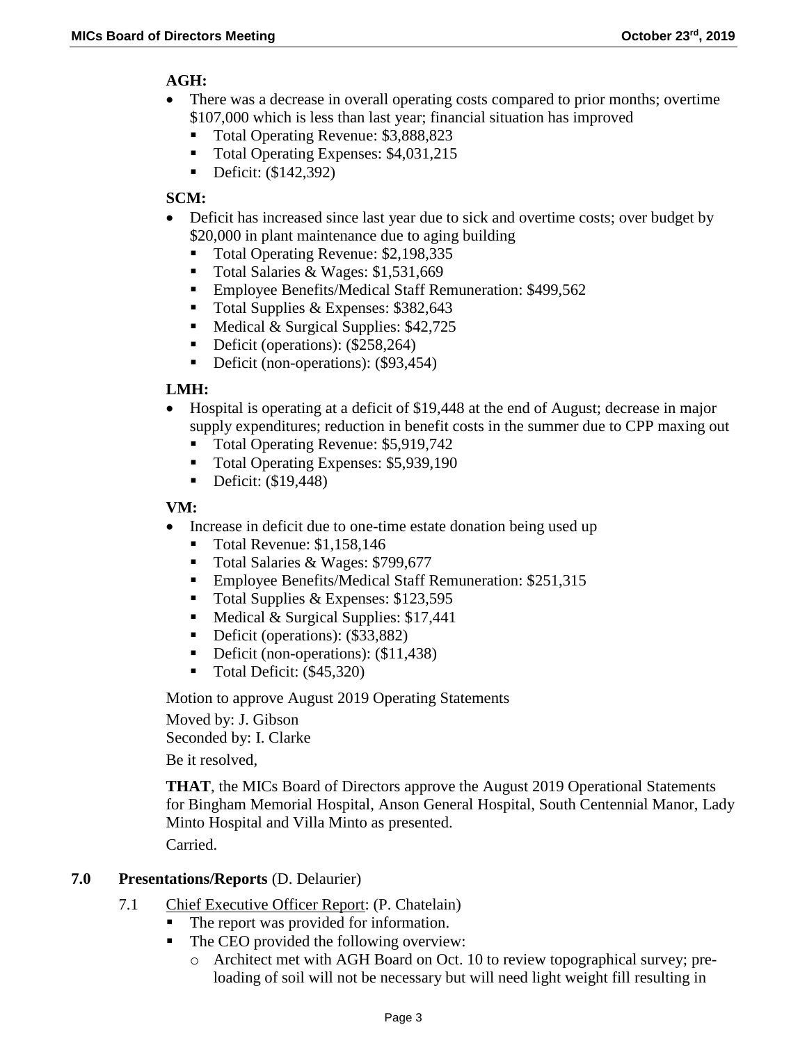**AGH:**

- There was a decrease in overall operating costs compared to prior months; overtime $107,000 which is less than last year; financial situation has improved
  - Total Operating Revenue: $3,888,823
  - Total Operating Expenses: $4,031,215
  - Deficit: ($142,392)

**SCM:**

- Deficit has increased since last year due to sick and overtime costs; over budget by $20,000 in plant maintenance due to aging building
  - Total Operating Revenue: $2,198,335
  - Total Salaries & Wages: $1,531,669
  - Employee Benefits/Medical Staff Remuneration: $499,562
  - Total Supplies & Expenses: $382,643
  - Medical & Surgical Supplies: $42,725
  - Deficit (operations): ($258,264)
  - Deficit (non-operations): ($93,454)

**LMH:**

- Hospital is operating at a deficit of $19,448 at the end of August; decrease in major supply expenditures; reduction in benefit costs in the summer due to CPP maxing out
  - Total Operating Revenue: $5,919,742
  - Total Operating Expenses: $5,939,190
  - Deficit: ($19,448)

**VM:**

- Increase in deficit due to one-time estate donation being used up
  - Total Revenue: $1,158,146
  - Total Salaries & Wages: $799,677
  - Employee Benefits/Medical Staff Remuneration: $251,315
  - Total Supplies & Expenses: $123,595
  - Medical & Surgical Supplies: $17,441
  - Deficit (operations): ($33,882)
  - Deficit (non-operations): ($11,438)
  - Total Deficit: ($45,320)

Motion to approve August 2019 Operating Statements

Moved by: J. Gibson
Seconded by: I. Clarke

Be it resolved,

**THAT**, the MICs Board of Directors approve the August 2019 Operational Statements for Bingham Memorial Hospital, Anson General Hospital, South Centennial Manor, Lady Minto Hospital and Villa Minto as presented.

Carried.

## 7.0 Presentations/Reports (D. Delaurier)

7.1 Chief Executive Officer Report: (P. Chatelain)

- The report was provided for information.
- The CEO provided the following overview:
  - Architect met with AGH Board on Oct. 10 to review topographical survey; pre-loading of soil will not be necessary but will need light weight fill resulting in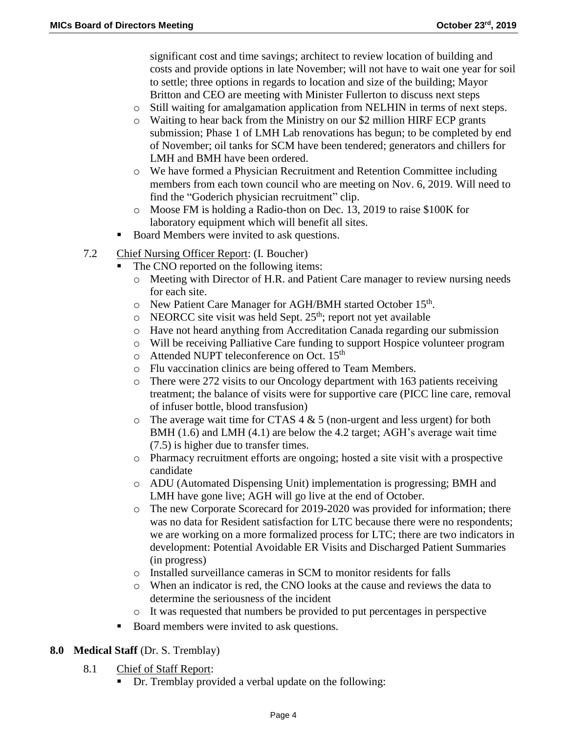significant cost and time savings; architect to review location of building and costs and provide options in late November; will not have to wait one year for soil to settle; three options in regards to location and size of the building; Mayor Britton and CEO are meeting with Minister Fullerton to discuss next steps
  - Still waiting for amalgamation application from NELHIN in terms of next steps.
  - Waiting to hear back from the Ministry on our $2 million HIRF ECP grants submission; Phase 1 of LMH Lab renovations has begun; to be completed by end of November; oil tanks for SCM have been tendered; generators and chillers for LMH and BMH have been ordered.
  - We have formed a Physician Recruitment and Retention Committee including members from each town council who are meeting on Nov. 6, 2019. Will need to find the "Goderich physician recruitment" clip.
  - Moose FM is holding a Radio-thon on Dec. 13, 2019 to raise $100K for laboratory equipment which will benefit all sites.
- Board Members were invited to ask questions.

7.2 Chief Nursing Officer Report: (I. Boucher)

- The CNO reported on the following items:
  - Meeting with Director of H.R. and Patient Care manager to review nursing needs for each site.
  - New Patient Care Manager for AGH/BMH started October 15th.
  - NEORCC site visit was held Sept. 25th; report not yet available
  - Have not heard anything from Accreditation Canada regarding our submission
  - Will be receiving Palliative Care funding to support Hospice volunteer program
  - Attended NUPT teleconference on Oct. 15th
  - Flu vaccination clinics are being offered to Team Members.
  - There were 272 visits to our Oncology department with 163 patients receiving treatment; the balance of visits were for supportive care (PICC line care, removal of infuser bottle, blood transfusion)
  - The average wait time for CTAS 4 & 5 (non-urgent and less urgent) for both BMH (1.6) and LMH (4.1) are below the 4.2 target; AGH's average wait time (7.5) is higher due to transfer times.
  - Pharmacy recruitment efforts are ongoing; hosted a site visit with a prospective candidate
  - ADU (Automated Dispensing Unit) implementation is progressing; BMH and LMH have gone live; AGH will go live at the end of October.
  - The new Corporate Scorecard for 2019-2020 was provided for information; there was no data for Resident satisfaction for LTC because there were no respondents; we are working on a more formalized process for LTC; there are two indicators in development: Potential Avoidable ER Visits and Discharged Patient Summaries (in progress)
  - Installed surveillance cameras in SCM to monitor residents for falls
  - When an indicator is red, the CNO looks at the cause and reviews the data to determine the seriousness of the incident
  - It was requested that numbers be provided to put percentages in perspective
- Board members were invited to ask questions.

## 8.0 Medical Staff (Dr. S. Tremblay)

8.1 Chief of Staff Report:

- Dr. Tremblay provided a verbal update on the following: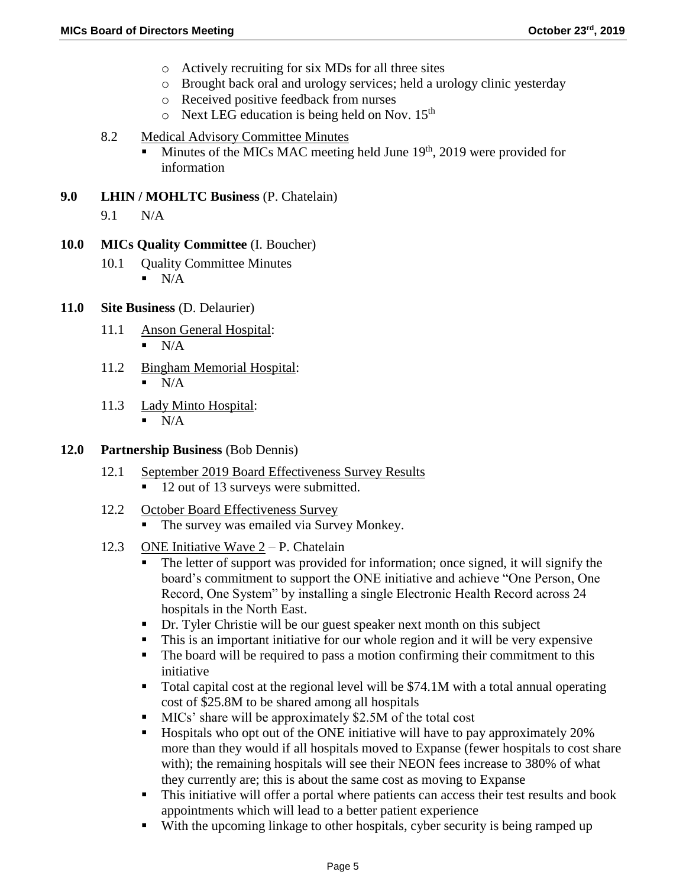- Actively recruiting for six MDs for all three sites
- Brought back oral and urology services; held a urology clinic yesterday
- Received positive feedback from nurses
- Next LEG education is being held on Nov. 15th

8.2 Medical Advisory Committee Minutes

- Minutes of the MICs MAC meeting held June 19th, 2019 were provided for information

**9.0 LHIN / MOHLTC Business** (P. Chatelain)

9.1 N/A

**10.0 MICs Quality Committee** (I. Boucher)

10.1 Quality Committee Minutes

- N/A

**11.0 Site Business** (D. Delaurier)

11.1 Anson General Hospital:

- N/A

11.2 Bingham Memorial Hospital:

- N/A

11.3 Lady Minto Hospital:

- N/A

**12.0 Partnership Business** (Bob Dennis)

12.1 September 2019 Board Effectiveness Survey Results

- 12 out of 13 surveys were submitted.

12.2 October Board Effectiveness Survey

- The survey was emailed via Survey Monkey.

12.3 ONE Initiative Wave 2 – P. Chatelain

- The letter of support was provided for information; once signed, it will signify the board's commitment to support the ONE initiative and achieve "One Person, One Record, One System" by installing a single Electronic Health Record across 24 hospitals in the North East.
- Dr. Tyler Christie will be our guest speaker next month on this subject
- This is an important initiative for our whole region and it will be very expensive
- The board will be required to pass a motion confirming their commitment to this initiative
- Total capital cost at the regional level will be $74.1M with a total annual operating cost of $25.8M to be shared among all hospitals
- MICs' share will be approximately $2.5M of the total cost
- Hospitals who opt out of the ONE initiative will have to pay approximately 20% more than they would if all hospitals moved to Expanse (fewer hospitals to cost share with); the remaining hospitals will see their NEON fees increase to 380% of what they currently are; this is about the same cost as moving to Expanse
- This initiative will offer a portal where patients can access their test results and book appointments which will lead to a better patient experience
- With the upcoming linkage to other hospitals, cyber security is being ramped up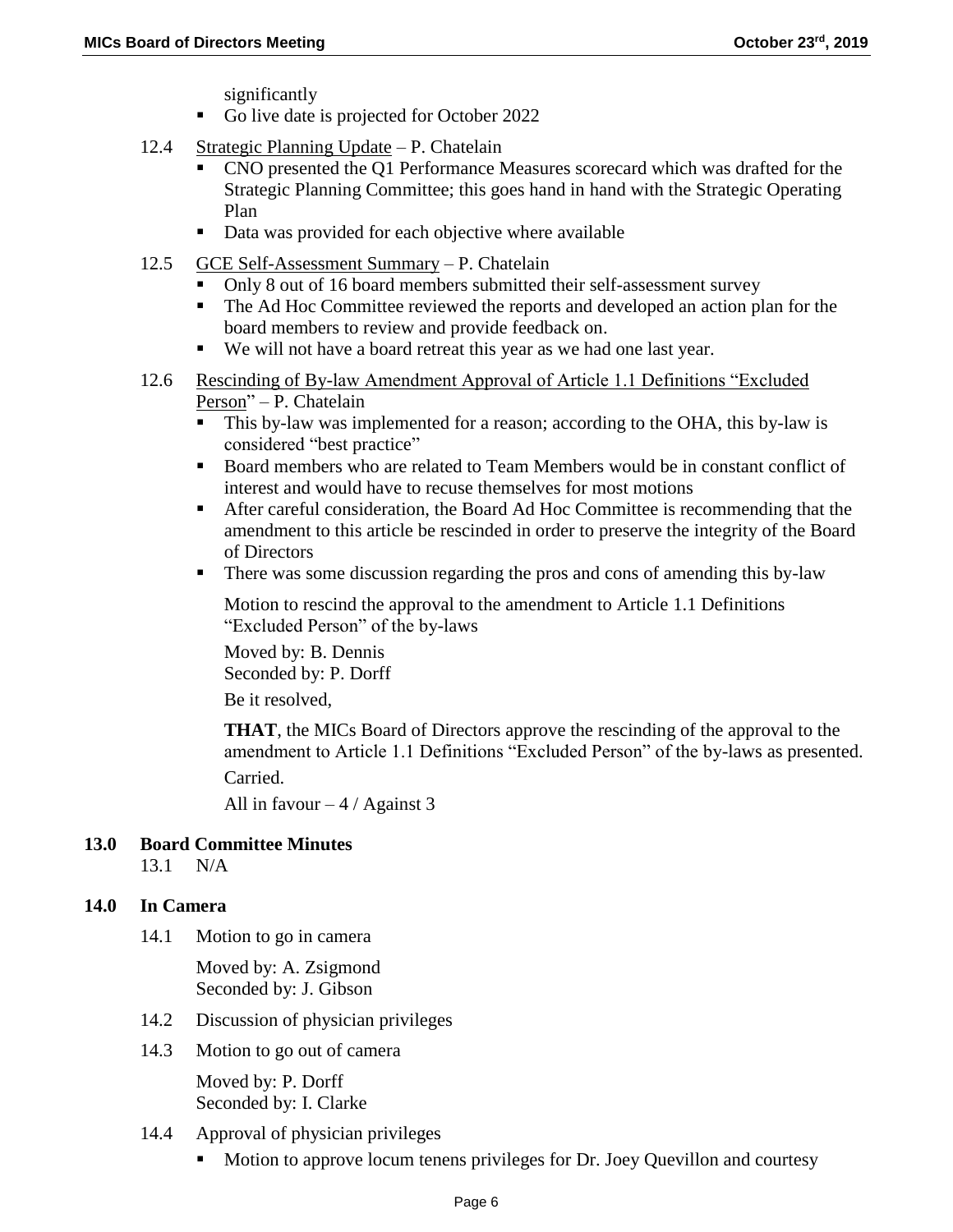significantly

- Go live date is projected for October 2022

12.4 Strategic Planning Update – P. Chatelain

- CNO presented the Q1 Performance Measures scorecard which was drafted for the Strategic Planning Committee; this goes hand in hand with the Strategic Operating Plan
- Data was provided for each objective where available

12.5 GCE Self-Assessment Summary – P. Chatelain

- Only 8 out of 16 board members submitted their self-assessment survey
- The Ad Hoc Committee reviewed the reports and developed an action plan for the board members to review and provide feedback on.
- We will not have a board retreat this year as we had one last year.

12.6 Rescinding of By-law Amendment Approval of Article 1.1 Definitions "Excluded Person" – P. Chatelain

- This by-law was implemented for a reason; according to the OHA, this by-law is considered "best practice"
- Board members who are related to Team Members would be in constant conflict of interest and would have to recuse themselves for most motions
- After careful consideration, the Board Ad Hoc Committee is recommending that the amendment to this article be rescinded in order to preserve the integrity of the Board of Directors
- There was some discussion regarding the pros and cons of amending this by-law

Motion to rescind the approval to the amendment to Article 1.1 Definitions "Excluded Person" of the by-laws

Moved by: B. Dennis
Seconded by: P. Dorff

Be it resolved,

**THAT**, the MICs Board of Directors approve the rescinding of the approval to the amendment to Article 1.1 Definitions "Excluded Person" of the by-laws as presented.

Carried.

All in favour – 4 / Against 3

## 13.0 Board Committee Minutes

13.1 N/A

## 14.0 In Camera

14.1 Motion to go in camera

Moved by: A. Zsigmond
Seconded by: J. Gibson

14.2 Discussion of physician privileges

14.3 Motion to go out of camera

Moved by: P. Dorff
Seconded by: I. Clarke

14.4 Approval of physician privileges

- Motion to approve locum tenens privileges for Dr. Joey Quevillon and courtesy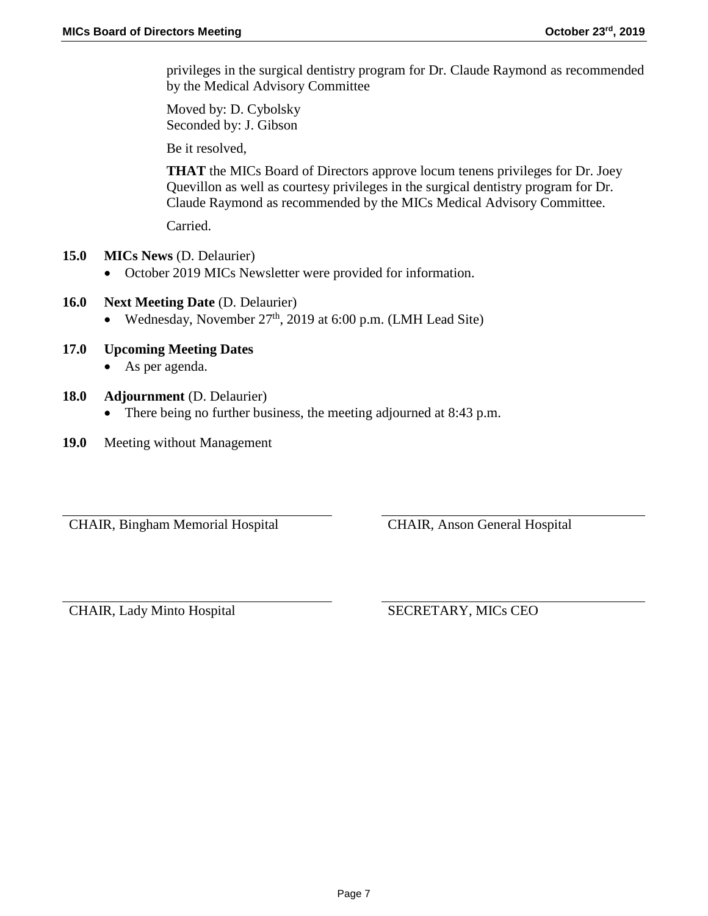privileges in the surgical dentistry program for Dr. Claude Raymond as recommended by the Medical Advisory Committee

Moved by: D. Cybolsky
Seconded by: J. Gibson

Be it resolved,

**THAT** the MICs Board of Directors approve locum tenens privileges for Dr. Joey Quevillon as well as courtesy privileges in the surgical dentistry program for Dr. Claude Raymond as recommended by the MICs Medical Advisory Committee.

Carried.

**15.0 MICs News** (D. Delaurier)

- October 2019 MICs Newsletter were provided for information.

**16.0 Next Meeting Date** (D. Delaurier)

- Wednesday, November 27th, 2019 at 6:00 p.m. (LMH Lead Site)

**17.0 Upcoming Meeting Dates**

- As per agenda.

**18.0 Adjournment** (D. Delaurier)

- There being no further business, the meeting adjourned at 8:43 p.m.

**19.0** Meeting without Management

CHAIR, Bingham Memorial Hospital

CHAIR, Anson General Hospital

CHAIR, Lady Minto Hospital

SECRETARY, MICs CEO